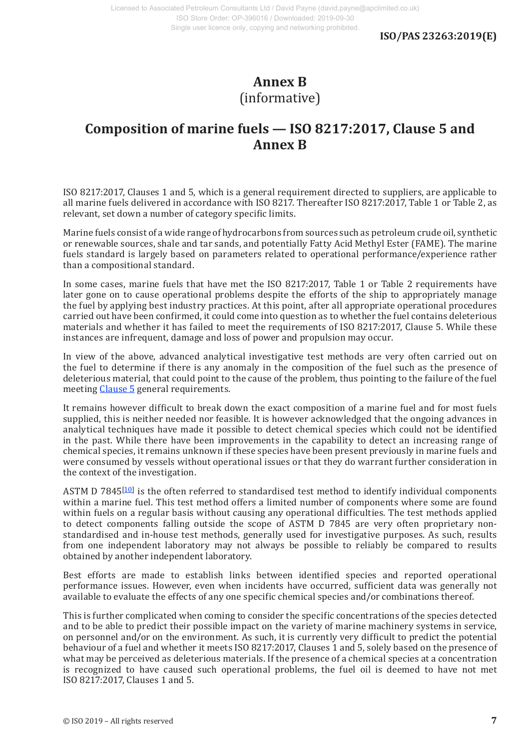# Annex B
(informative)

# Composition of marine fuels — ISO 8217:2017, Clause 5 and Annex B

ISO 8217:2017, Clauses 1 and 5, which is a general requirement directed to suppliers, are applicable to all marine fuels delivered in accordance with ISO 8217. Thereafter ISO 8217:2017, Table 1 or Table 2, as relevant, set down a number of category specific limits.

Marine fuels consist of a wide range of hydrocarbons from sources such as petroleum crude oil, synthetic or renewable sources, shale and tar sands, and potentially Fatty Acid Methyl Ester (FAME). The marine fuels standard is largely based on parameters related to operational performance/experience rather than a compositional standard.

In some cases, marine fuels that have met the ISO 8217:2017, Table 1 or Table 2 requirements have later gone on to cause operational problems despite the efforts of the ship to appropriately manage the fuel by applying best industry practices. At this point, after all appropriate operational procedures carried out have been confirmed, it could come into question as to whether the fuel contains deleterious materials and whether it has failed to meet the requirements of ISO 8217:2017, Clause 5. While these instances are infrequent, damage and loss of power and propulsion may occur.

In view of the above, advanced analytical investigative test methods are very often carried out on the fuel to determine if there is any anomaly in the composition of the fuel such as the presence of deleterious material, that could point to the cause of the problem, thus pointing to the failure of the fuel meeting Clause 5 general requirements.

It remains however difficult to break down the exact composition of a marine fuel and for most fuels supplied, this is neither needed nor feasible. It is however acknowledged that the ongoing advances in analytical techniques have made it possible to detect chemical species which could not be identified in the past. While there have been improvements in the capability to detect an increasing range of chemical species, it remains unknown if these species have been present previously in marine fuels and were consumed by vessels without operational issues or that they do warrant further consideration in the context of the investigation.

ASTM D 7845[10] is the often referred to standardised test method to identify individual components within a marine fuel. This test method offers a limited number of components where some are found within fuels on a regular basis without causing any operational difficulties. The test methods applied to detect components falling outside the scope of ASTM D 7845 are very often proprietary non-standardised and in-house test methods, generally used for investigative purposes. As such, results from one independent laboratory may not always be possible to reliably be compared to results obtained by another independent laboratory.

Best efforts are made to establish links between identified species and reported operational performance issues. However, even when incidents have occurred, sufficient data was generally not available to evaluate the effects of any one specific chemical species and/or combinations thereof.

This is further complicated when coming to consider the specific concentrations of the species detected and to be able to predict their possible impact on the variety of marine machinery systems in service, on personnel and/or on the environment. As such, it is currently very difficult to predict the potential behaviour of a fuel and whether it meets ISO 8217:2017, Clauses 1 and 5, solely based on the presence of what may be perceived as deleterious materials. If the presence of a chemical species at a concentration is recognized to have caused such operational problems, the fuel oil is deemed to have not met ISO 8217:2017, Clauses 1 and 5.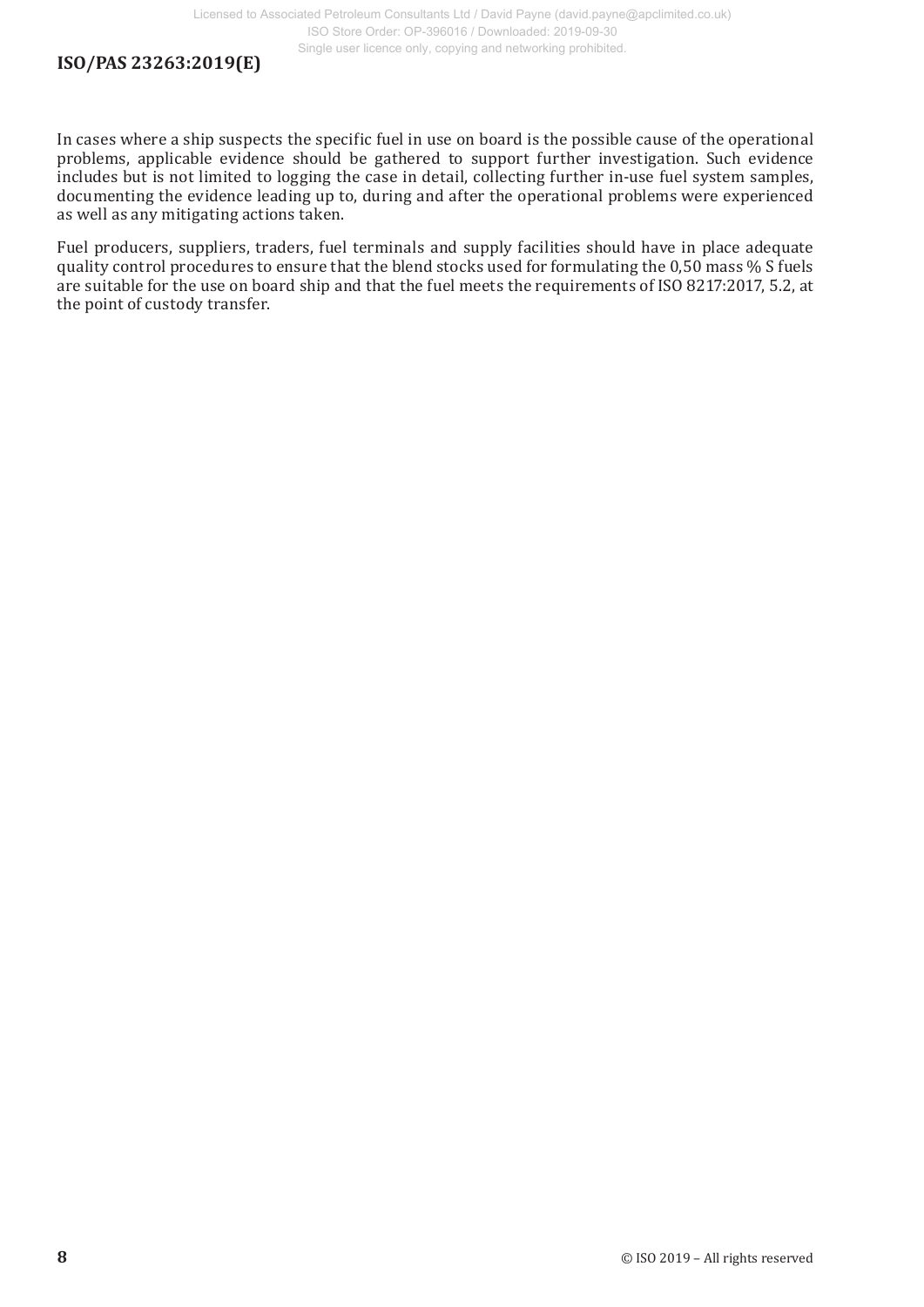In cases where a ship suspects the specific fuel in use on board is the possible cause of the operational problems, applicable evidence should be gathered to support further investigation. Such evidence includes but is not limited to logging the case in detail, collecting further in-use fuel system samples, documenting the evidence leading up to, during and after the operational problems were experienced as well as any mitigating actions taken.

Fuel producers, suppliers, traders, fuel terminals and supply facilities should have in place adequate quality control procedures to ensure that the blend stocks used for formulating the 0,50 mass % S fuels are suitable for the use on board ship and that the fuel meets the requirements of ISO 8217:2017, 5.2, at the point of custody transfer.